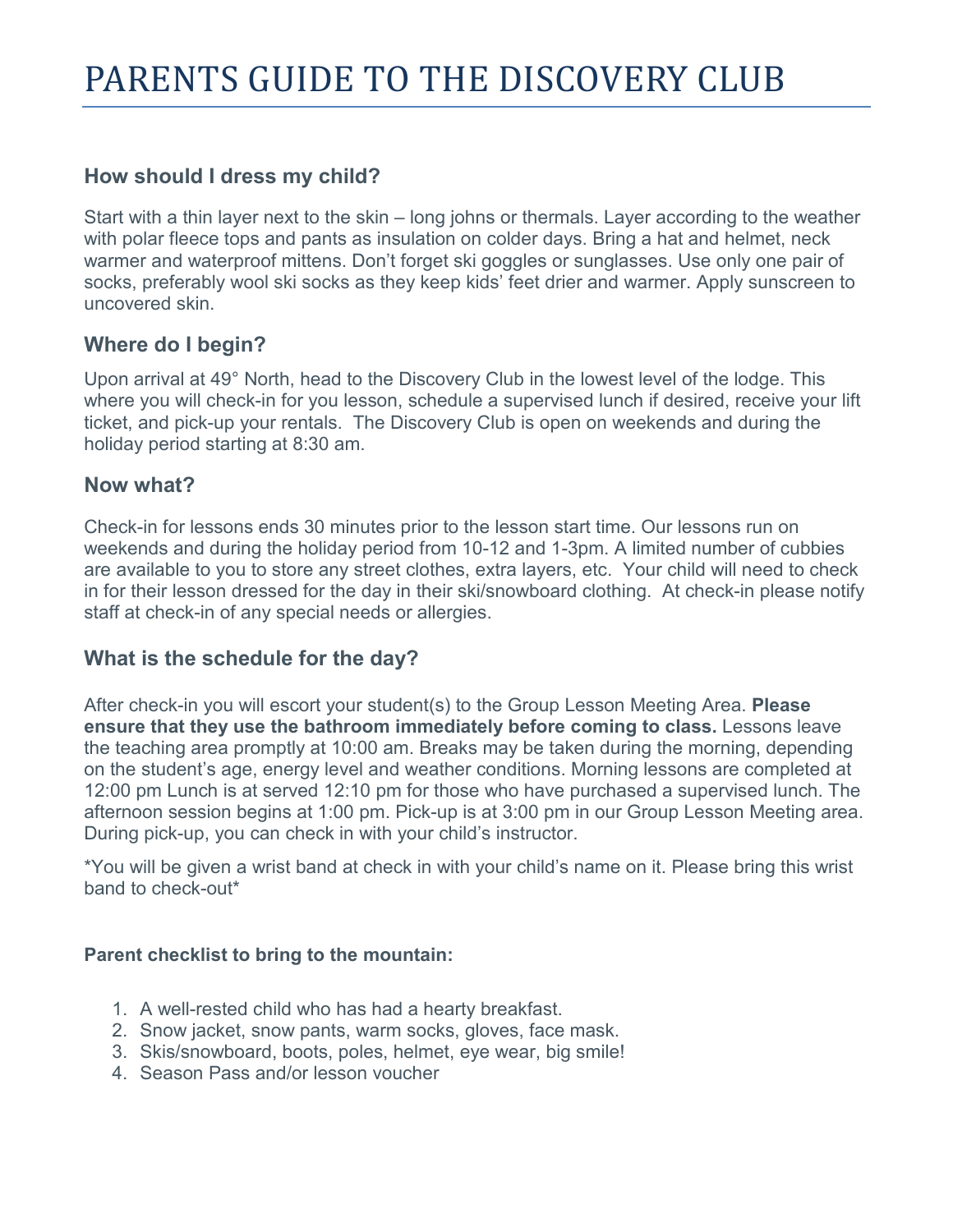# PARENTS GUIDE TO THE DISCOVERY CLUB

## How should I dress my child?

Start with a thin layer next to the skin – long johns or thermals. Layer according to the weather with polar fleece tops and pants as insulation on colder days. Bring a hat and helmet, neck warmer and waterproof mittens. Don't forget ski goggles or sunglasses. Use only one pair of socks, preferably wool ski socks as they keep kids' feet drier and warmer. Apply sunscreen to uncovered skin.

## Where do I begin?

Upon arrival at 49° North, head to the Discovery Club in the lowest level of the lodge. This where you will check-in for you lesson, schedule a supervised lunch if desired, receive your lift ticket, and pick-up your rentals. The Discovery Club is open on weekends and during the holiday period starting at 8:30 am.

## Now what?

Check-in for lessons ends 30 minutes prior to the lesson start time. Our lessons run on weekends and during the holiday period from 10-12 and 1-3pm. A limited number of cubbies are available to you to store any street clothes, extra layers, etc. Your child will need to check in for their lesson dressed for the day in their ski/snowboard clothing. At check-in please notify staff at check-in of any special needs or allergies.

## What is the schedule for the day?

After check-in you will escort your student(s) to the Group Lesson Meeting Area. **Please ensure that they use the bathroom immediately before coming to class.** Lessons leave the teaching area promptly at 10:00 am. Breaks may be taken during the morning, depending on the student's age, energy level and weather conditions. Morning lessons are completed at 12:00 pm Lunch is at served 12:10 pm for those who have purchased a supervised lunch. The afternoon session begins at 1:00 pm. Pick-up is at 3:00 pm in our Group Lesson Meeting area. During pick-up, you can check in with your child's instructor.

*You will be given a wrist band at check in with your child's name on it. Please bring this wrist band to check-out*

**Parent checklist to bring to the mountain:**

1. A well-rested child who has had a hearty breakfast.
2. Snow jacket, snow pants, warm socks, gloves, face mask.
3. Skis/snowboard, boots, poles, helmet, eye wear, big smile!
4. Season Pass and/or lesson voucher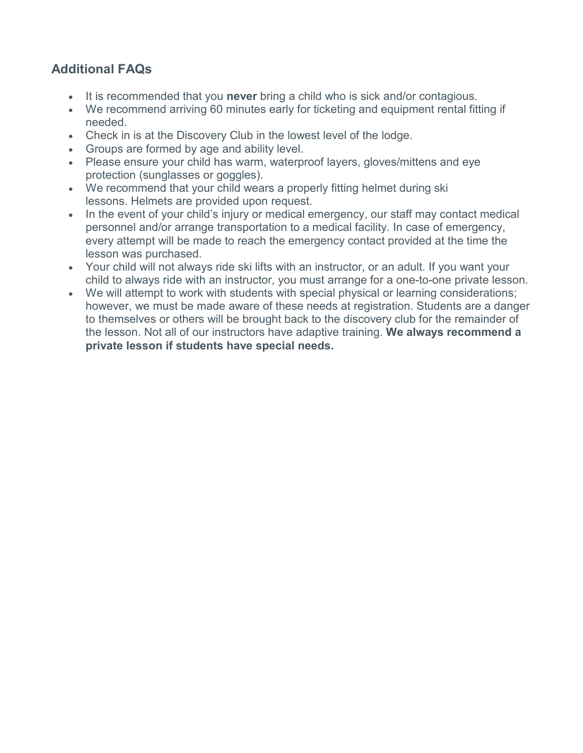## Additional FAQs

- It is recommended that you **never** bring a child who is sick and/or contagious.
- We recommend arriving 60 minutes early for ticketing and equipment rental fitting if needed.
- Check in is at the Discovery Club in the lowest level of the lodge.
- Groups are formed by age and ability level.
- Please ensure your child has warm, waterproof layers, gloves/mittens and eye protection (sunglasses or goggles).
- We recommend that your child wears a properly fitting helmet during ski lessons. Helmets are provided upon request.
- In the event of your child's injury or medical emergency, our staff may contact medical personnel and/or arrange transportation to a medical facility. In case of emergency, every attempt will be made to reach the emergency contact provided at the time the lesson was purchased.
- Your child will not always ride ski lifts with an instructor, or an adult. If you want your child to always ride with an instructor, you must arrange for a one-to-one private lesson.
- We will attempt to work with students with special physical or learning considerations; however, we must be made aware of these needs at registration. Students are a danger to themselves or others will be brought back to the discovery club for the remainder of the lesson. Not all of our instructors have adaptive training. **We always recommend a private lesson if students have special needs.**